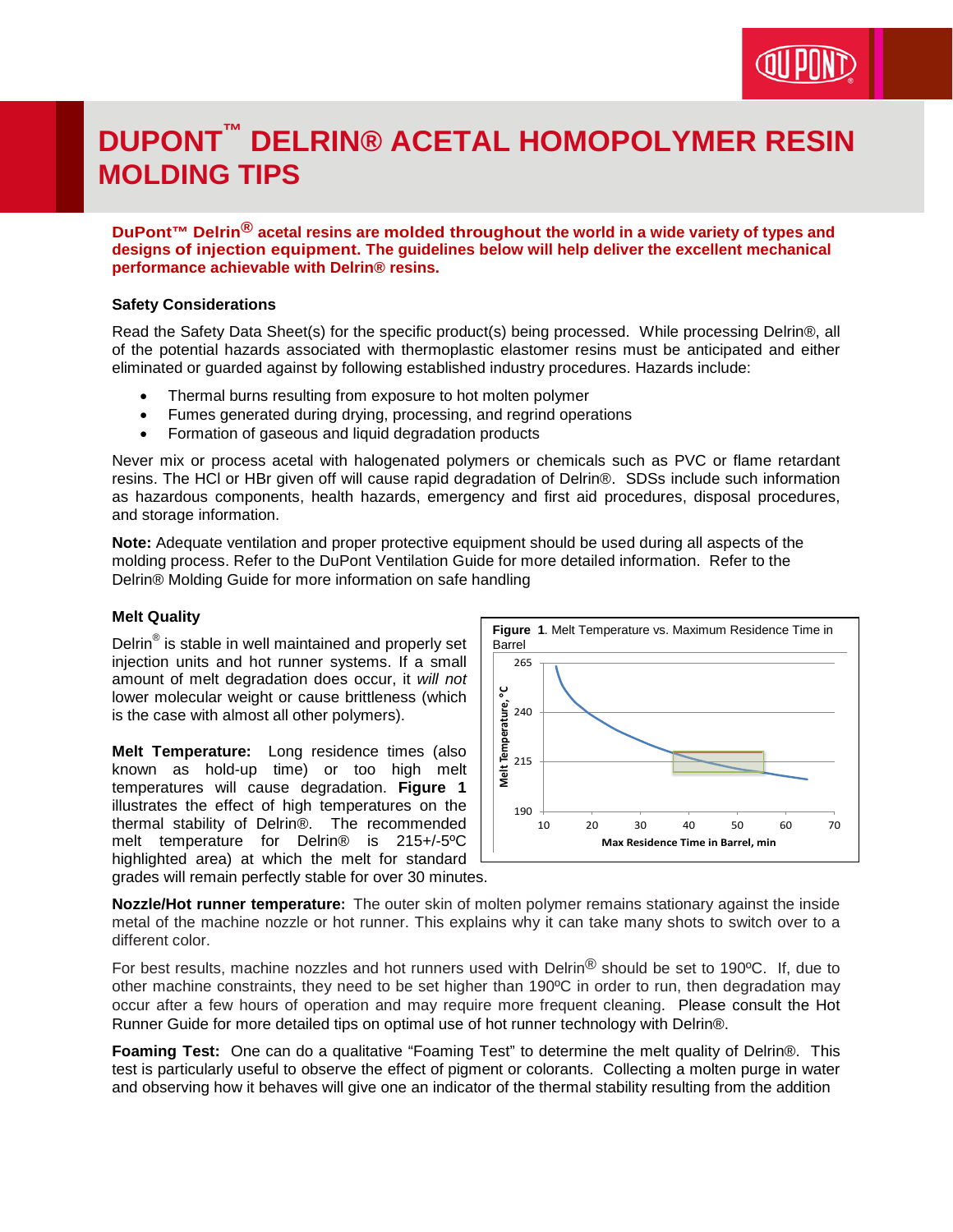# DUPONT™ DELRIN® ACETAL HOMOPOLYMER RESIN MOLDING TIPS

**DuPont™ Delrin® acetal resins are molded throughout the world in a wide variety of types and designs of injection equipment. The guidelines below will help deliver the excellent mechanical performance achievable with Delrin® resins.**

### Safety Considerations

Read the Safety Data Sheet(s) for the specific product(s) being processed. While processing Delrin®, all of the potential hazards associated with thermoplastic elastomer resins must be anticipated and either eliminated or guarded against by following established industry procedures. Hazards include:

- Thermal burns resulting from exposure to hot molten polymer
- Fumes generated during drying, processing, and regrind operations
- Formation of gaseous and liquid degradation products

Never mix or process acetal with halogenated polymers or chemicals such as PVC or flame retardant resins. The HCl or HBr given off will cause rapid degradation of Delrin®. SDSs include such information as hazardous components, health hazards, emergency and first aid procedures, disposal procedures, and storage information.

**Note:** Adequate ventilation and proper protective equipment should be used during all aspects of the molding process. Refer to the DuPont Ventilation Guide for more detailed information. Refer to the Delrin® Molding Guide for more information on safe handling

### Melt Quality

Delrin® is stable in well maintained and properly set injection units and hot runner systems. If a small amount of melt degradation does occur, it *will not* lower molecular weight or cause brittleness (which is the case with almost all other polymers).

**Melt Temperature:** Long residence times (also known as hold-up time) or too high melt temperatures will cause degradation. **Figure 1** illustrates the effect of high temperatures on the thermal stability of Delrin®. The recommended melt temperature for Delrin® is 215+/-5ºC highlighted area) at which the melt for standard grades will remain perfectly stable for over 30 minutes.

**Figure 1**. Melt Temperature vs. Maximum Residence Time in Barrel

**Nozzle/Hot runner temperature:** The outer skin of molten polymer remains stationary against the inside metal of the machine nozzle or hot runner. This explains why it can take many shots to switch over to a different color.

For best results, machine nozzles and hot runners used with Delrin® should be set to 190ºC. If, due to other machine constraints, they need to be set higher than 190ºC in order to run, then degradation may occur after a few hours of operation and may require more frequent cleaning. Please consult the Hot Runner Guide for more detailed tips on optimal use of hot runner technology with Delrin®.

**Foaming Test:** One can do a qualitative "Foaming Test" to determine the melt quality of Delrin®. This test is particularly useful to observe the effect of pigment or colorants. Collecting a molten purge in water and observing how it behaves will give one an indicator of the thermal stability resulting from the addition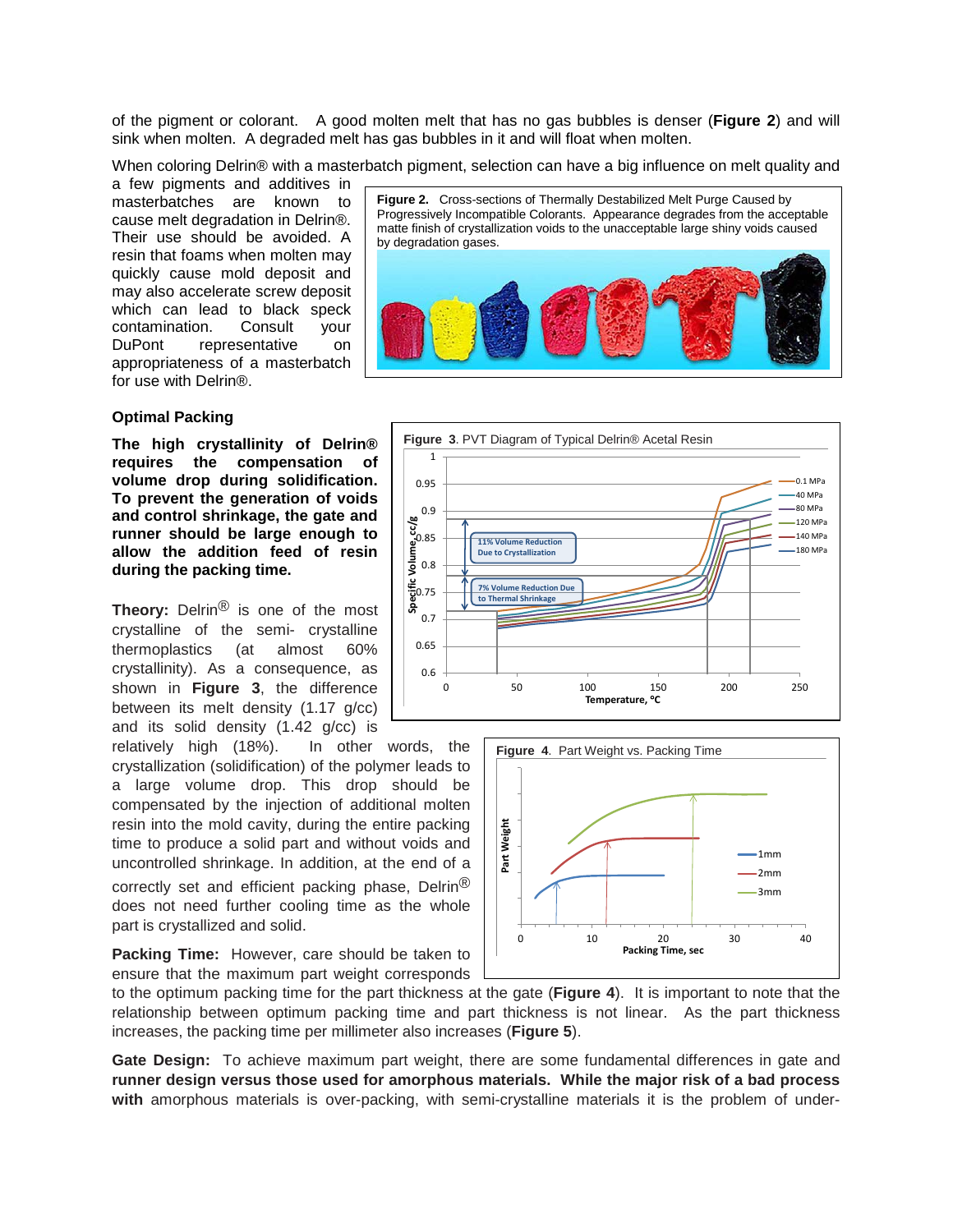of the pigment or colorant. A good molten melt that has no gas bubbles is denser (**Figure 2**) and will sink when molten. A degraded melt has gas bubbles in it and will float when molten.

When coloring Delrin® with a masterbatch pigment, selection can have a big influence on melt quality and a few pigments and additives in masterbatches are known to cause melt degradation in Delrin®. Their use should be avoided. A resin that foams when molten may quickly cause mold deposit and may also accelerate screw deposit which can lead to black speck contamination. Consult your DuPont representative on appropriateness of a masterbatch for use with Delrin®.

**Figure 2.** Cross-sections of Thermally Destabilized Melt Purge Caused by Progressively Incompatible Colorants. Appearance degrades from the acceptable matte finish of crystallization voids to the unacceptable large shiny voids caused by degradation gases.

### Optimal Packing

**The high crystallinity of Delrin® requires the compensation of volume drop during solidification. To prevent the generation of voids and control shrinkage, the gate and runner should be large enough to allow the addition feed of resin during the packing time.**

**Theory:** Delrin® is one of the most crystalline of the semi- crystalline thermoplastics (at almost 60% crystallinity). As a consequence, as shown in **Figure 3**, the difference between its melt density (1.17 g/cc) and its solid density (1.42 g/cc) is relatively high (18%). In other words, the crystallization (solidification) of the polymer leads to a large volume drop. This drop should be compensated by the injection of additional molten resin into the mold cavity, during the entire packing time to produce a solid part and without voids and uncontrolled shrinkage. In addition, at the end of a correctly set and efficient packing phase, Delrin® does not need further cooling time as the whole part is crystallized and solid.

**Figure 3**. PVT Diagram of Typical Delrin® Acetal Resin

**Figure 4**. Part Weight vs. Packing Time

**Packing Time:** However, care should be taken to ensure that the maximum part weight corresponds to the optimum packing time for the part thickness at the gate (**Figure 4**). It is important to note that the relationship between optimum packing time and part thickness is not linear. As the part thickness increases, the packing time per millimeter also increases (**Figure 5**).

**Gate Design:** To achieve maximum part weight, there are some fundamental differences in gate and **runner design versus those used for amorphous materials. While the major risk of a bad process with** amorphous materials is over-packing, with semi-crystalline materials it is the problem of under-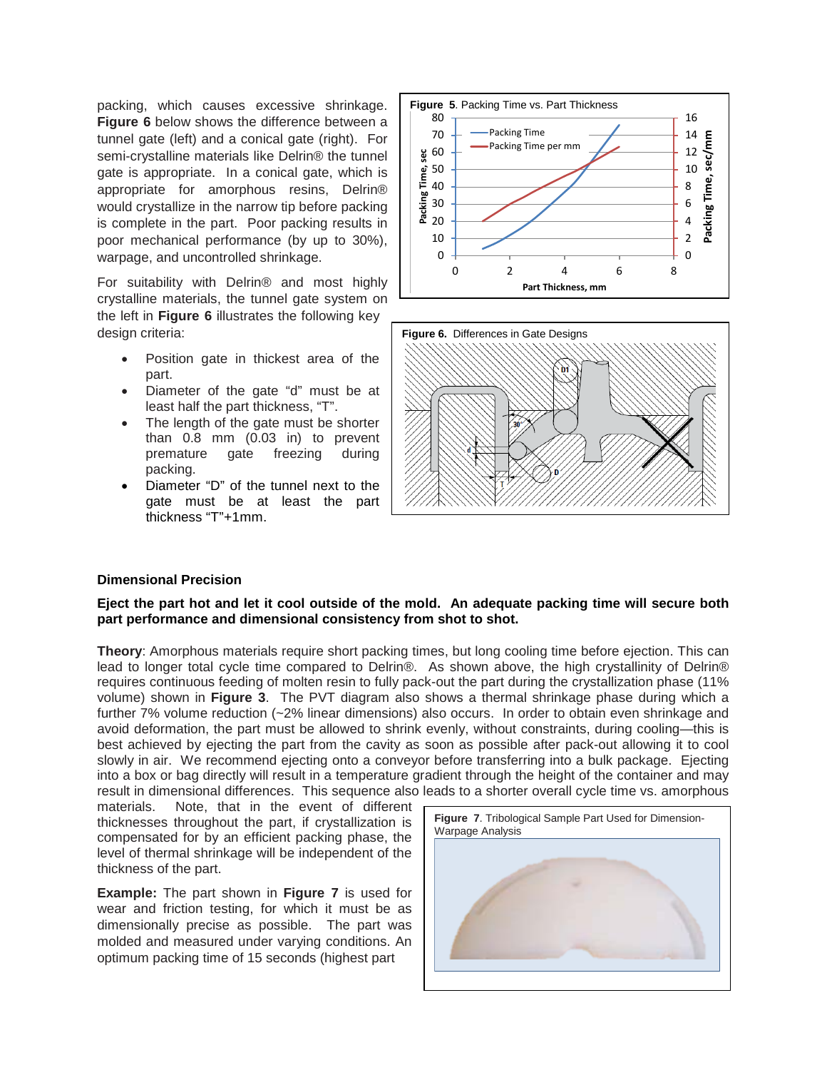packing, which causes excessive shrinkage. **Figure 6** below shows the difference between a tunnel gate (left) and a conical gate (right). For semi-crystalline materials like Delrin® the tunnel gate is appropriate. In a conical gate, which is appropriate for amorphous resins, Delrin® would crystallize in the narrow tip before packing is complete in the part. Poor packing results in poor mechanical performance (by up to 30%), warpage, and uncontrolled shrinkage.

For suitability with Delrin® and most highly crystalline materials, the tunnel gate system on the left in **Figure 6** illustrates the following key design criteria:

- Position gate in thickest area of the part.
- Diameter of the gate "d" must be at least half the part thickness, "T".
- The length of the gate must be shorter than 0.8 mm (0.03 in) to prevent premature gate freezing during packing.
- Diameter "D" of the tunnel next to the gate must be at least the part thickness "T"+1mm.

**Figure 5**. Packing Time vs. Part Thickness

**Figure 6.** Differences in Gate Designs

### Dimensional Precision

**Eject the part hot and let it cool outside of the mold. An adequate packing time will secure both part performance and dimensional consistency from shot to shot.**

**Theory**: Amorphous materials require short packing times, but long cooling time before ejection. This can lead to longer total cycle time compared to Delrin®. As shown above, the high crystallinity of Delrin® requires continuous feeding of molten resin to fully pack-out the part during the crystallization phase (11% volume) shown in **Figure 3**. The PVT diagram also shows a thermal shrinkage phase during which a further 7% volume reduction (~2% linear dimensions) also occurs. In order to obtain even shrinkage and avoid deformation, the part must be allowed to shrink evenly, without constraints, during cooling—this is best achieved by ejecting the part from the cavity as soon as possible after pack-out allowing it to cool slowly in air. We recommend ejecting onto a conveyor before transferring into a bulk package. Ejecting into a box or bag directly will result in a temperature gradient through the height of the container and may result in dimensional differences. This sequence also leads to a shorter overall cycle time vs. amorphous materials. Note, that in the event of different thicknesses throughout the part, if crystallization is compensated for by an efficient packing phase, the level of thermal shrinkage will be independent of the thickness of the part.

**Figure 7**. Tribological Sample Part Used for Dimension-Warpage Analysis

**Example:** The part shown in **Figure 7** is used for wear and friction testing, for which it must be as dimensionally precise as possible. The part was molded and measured under varying conditions. An optimum packing time of 15 seconds (highest part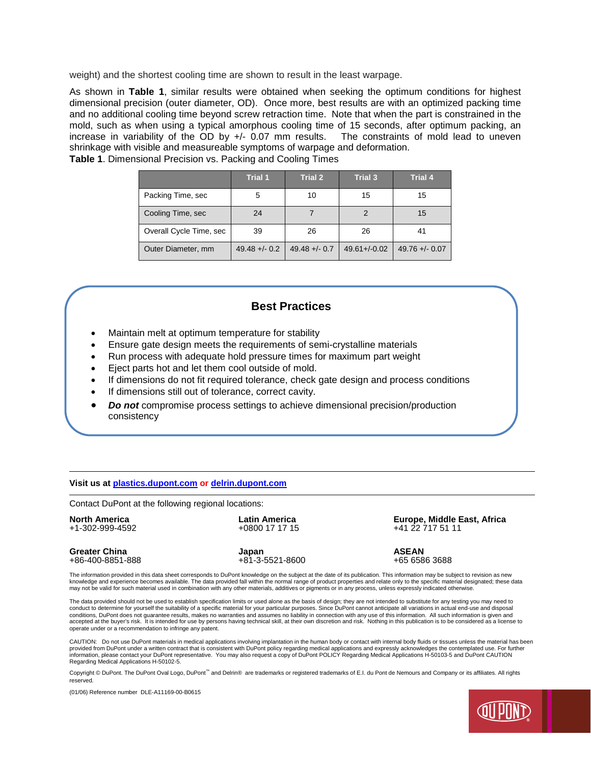weight) and the shortest cooling time are shown to result in the least warpage.

As shown in **Table 1**, similar results were obtained when seeking the optimum conditions for highest dimensional precision (outer diameter, OD). Once more, best results are with an optimized packing time and no additional cooling time beyond screw retraction time. Note that when the part is constrained in the mold, such as when using a typical amorphous cooling time of 15 seconds, after optimum packing, an increase in variability of the OD by +/- 0.07 mm results. The constraints of mold lead to uneven shrinkage with visible and measureable symptoms of warpage and deformation.

**Table 1**. Dimensional Precision vs. Packing and Cooling Times

| | Trial 1 | Trial 2 | Trial 3 | Trial 4 |
|---|---|---|---|---|
| Packing Time, sec | 5 | 10 | 15 | 15 |
| Cooling Time, sec | 24 | 7 | 2 | 15 |
| Overall Cycle Time, sec | 39 | 26 | 26 | 41 |
| Outer Diameter, mm | 49.48 +/- 0.2 | 49.48 +/- 0.7 | 49.61+/-0.02 | 49.76 +/- 0.07 |

## Best Practices

- Maintain melt at optimum temperature for stability
- Ensure gate design meets the requirements of semi-crystalline materials
- Run process with adequate hold pressure times for maximum part weight
- Eject parts hot and let them cool outside of mold.
- If dimensions do not fit required tolerance, check gate design and process conditions
- If dimensions still out of tolerance, correct cavity.
- ***Do not*** compromise process settings to achieve dimensional precision/production consistency

**Visit us at plastics.dupont.com or delrin.dupont.com**

Contact DuPont at the following regional locations:

**North America**
+1-302-999-4592

**Latin America**
+0800 17 17 15

**Europe, Middle East, Africa**
+41 22 717 51 11

**Greater China**
+86-400-8851-888

**Japan**
+81-3-5521-8600

**ASEAN**
+65 6586 3688

The information provided in this data sheet corresponds to DuPont knowledge on the subject at the date of its publication. This information may be subject to revision as new knowledge and experience becomes available. The data provided fall within the normal range of product properties and relate only to the specific material designated; these data may not be valid for such material used in combination with any other materials, additives or pigments or in any process, unless expressly indicated otherwise.

The data provided should not be used to establish specification limits or used alone as the basis of design; they are not intended to substitute for any testing you may need to conduct to determine for yourself the suitability of a specific material for your particular purposes. Since DuPont cannot anticipate all variations in actual end-use and disposal conditions, DuPont does not guarantee results, makes no warranties and assumes no liability in connection with any use of this information. All such information is given and accepted at the buyer's risk. It is intended for use by persons having technical skill, at their own discretion and risk. Nothing in this publication is to be considered as a license to operate under or a recommendation to infringe any patent.

CAUTION: Do not use DuPont materials in medical applications involving implantation in the human body or contact with internal body fluids or tissues unless the material has been provided from DuPont under a written contract that is consistent with DuPont policy regarding medical applications and expressly acknowledges the contemplated use. For further information, please contact your DuPont representative. You may also request a copy of DuPont POLICY Regarding Medical Applications H-50103-5 and DuPont CAUTION Regarding Medical Applications H-50102-5.

Copyright © DuPont. The DuPont Oval Logo, DuPont™ and Delrin® are trademarks or registered trademarks of E.I. du Pont de Nemours and Company or its affiliates. All rights reserved.

(01/06) Reference number DLE-A11169-00-B0615